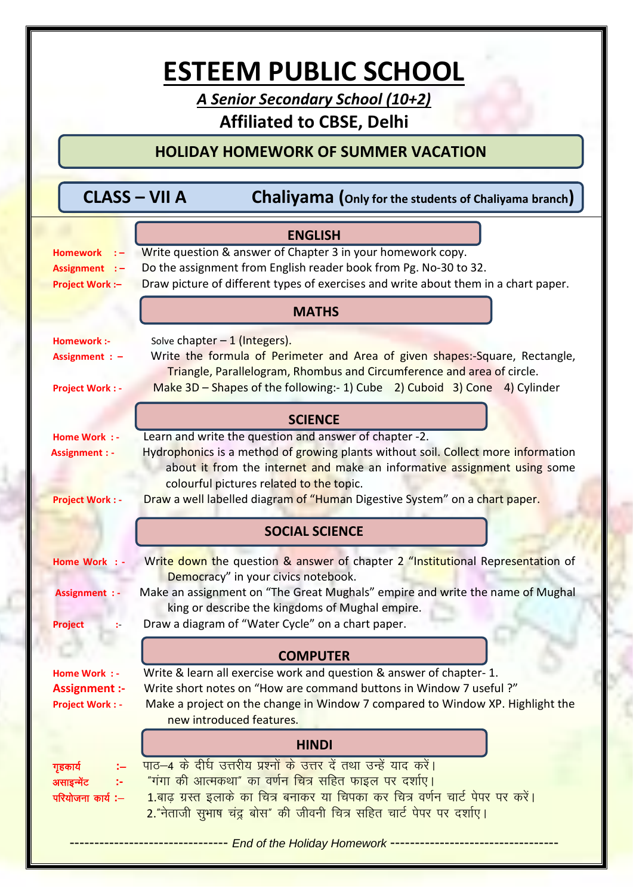# ESTEEM PUBLIC SCHOOL

***A Senior Secondary School (10+2)***

**Affiliated to CBSE, Delhi**

## HOLIDAY HOMEWORK OF SUMMER VACATION

**CLASS – VII A** **Chaliyama (Only for the students of Chaliyama branch)**

### ENGLISH

**Homework :–** Write question & answer of Chapter 3 in your homework copy.

**Assignment :–** Do the assignment from English reader book from Pg. No-30 to 32.

**Project Work :–** Draw picture of different types of exercises and write about them in a chart paper.

### MATHS

**Homework :-** Solve chapter – 1 (Integers).

**Assignment : –** Write the formula of Perimeter and Area of given shapes:-Square, Rectangle, Triangle, Parallelogram, Rhombus and Circumference and area of circle.

**Project Work : -** Make 3D – Shapes of the following:- 1) Cube 2) Cuboid 3) Cone 4) Cylinder

### SCIENCE

**Home Work : -** Learn and write the question and answer of chapter -2.

**Assignment : -** Hydrophonics is a method of growing plants without soil. Collect more information about it from the internet and make an informative assignment using some colourful pictures related to the topic.

**Project Work : -** Draw a well labelled diagram of "Human Digestive System" on a chart paper.

### SOCIAL SCIENCE

**Home Work : -** Write down the question & answer of chapter 2 "Institutional Representation of Democracy" in your civics notebook.

**Assignment : -** Make an assignment on "The Great Mughals" empire and write the name of Mughal king or describe the kingdoms of Mughal empire.

**Project :-** Draw a diagram of "Water Cycle" on a chart paper.

### COMPUTER

**Home Work : -** Write & learn all exercise work and question & answer of chapter- 1.

**Assignment :-** Write short notes on "How are command buttons in Window 7 useful ?"

**Project Work : -** Make a project on the change in Window 7 compared to Window XP. Highlight the new introduced features.

### HINDI

**गृहकार्य :–** पाठ–4 के दीर्घ उत्तरीय प्रश्नों के उत्तर दें तथा उन्हें याद करें।

**असाइन्मेंट :-** "गंगा की आत्मकथा" का वर्णन चित्र सहित फाइल पर दर्शाए।

**परियोजना कार्य :–** 1.बाढ़ ग्रस्त इलाके का चित्र बनाकर या चिपका कर चित्र वर्णन चार्ट पेपर पर करें।
2."नेताजी सुभाष चंद्र बोस" की जीवनी चित्र सहित चार्ट पेपर पर दर्शाए।

------------------------------ *End of the Holiday Homework* ------------------------------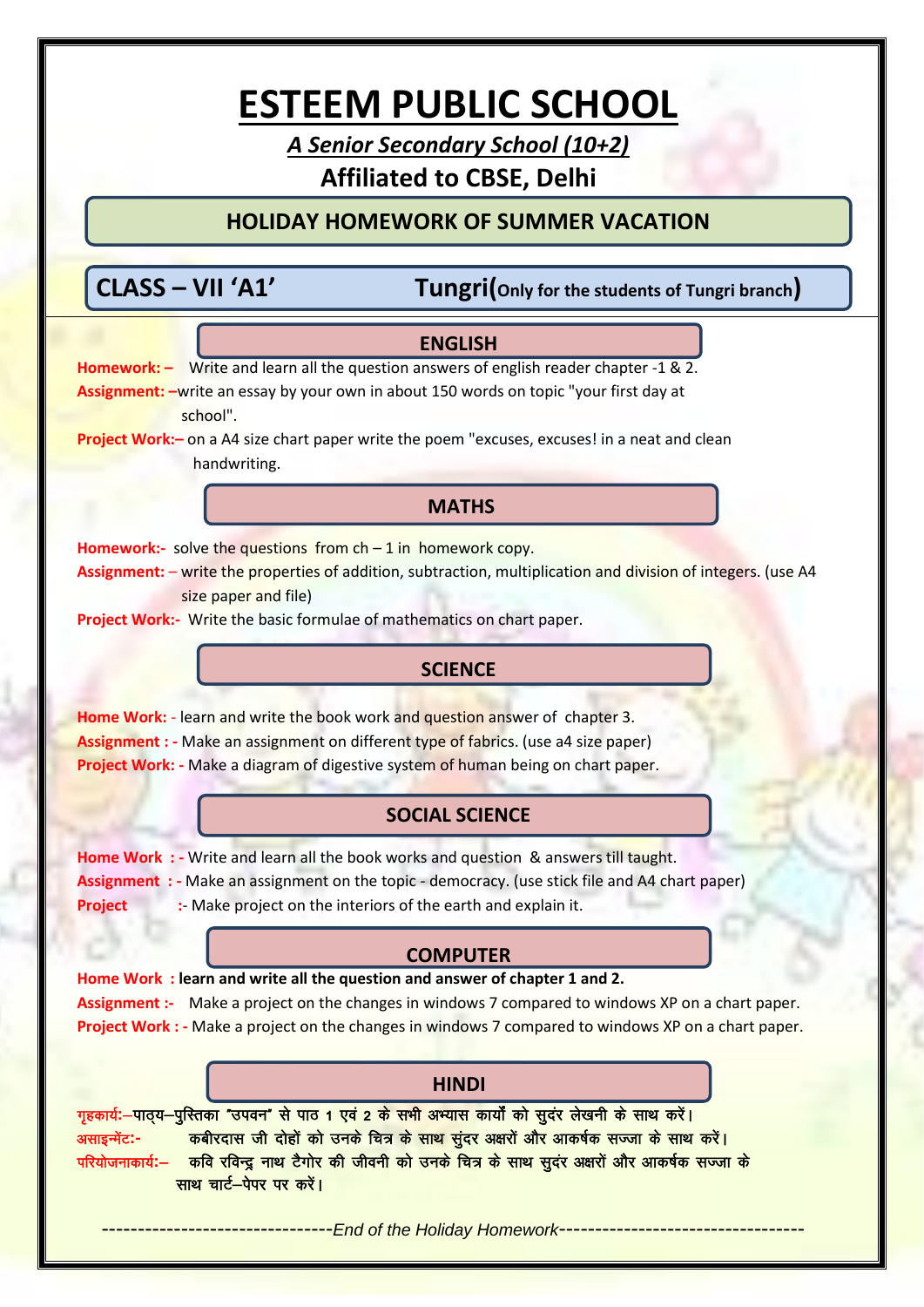# ESTEEM PUBLIC SCHOOL

***A Senior Secondary School (10+2)***

**Affiliated to CBSE, Delhi**

## HOLIDAY HOMEWORK OF SUMMER VACATION

**CLASS – VII 'A1'** **Tungri(Only for the students of Tungri branch)**

### ENGLISH

**Homework: –** Write and learn all the question answers of english reader chapter -1 & 2.

**Assignment: –**write an essay by your own in about 150 words on topic "your first day at school".

**Project Work:–** on a A4 size chart paper write the poem "excuses, excuses! in a neat and clean handwriting.

### MATHS

**Homework:-** solve the questions from ch – 1 in homework copy.

**Assignment: –** write the properties of addition, subtraction, multiplication and division of integers. (use A4 size paper and file)

**Project Work:-** Write the basic formulae of mathematics on chart paper.

### SCIENCE

**Home Work: -** learn and write the book work and question answer of chapter 3.

**Assignment : -** Make an assignment on different type of fabrics. (use a4 size paper)

**Project Work: -** Make a diagram of digestive system of human being on chart paper.

### SOCIAL SCIENCE

**Home Work : -** Write and learn all the book works and question & answers till taught.

**Assignment : -** Make an assignment on the topic - democracy. (use stick file and A4 chart paper)

**Project :-** Make project on the interiors of the earth and explain it.

### COMPUTER

**Home Work : learn and write all the question and answer of chapter 1 and 2.**

**Assignment :-** Make a project on the changes in windows 7 compared to windows XP on a chart paper.

**Project Work : -** Make a project on the changes in windows 7 compared to windows XP on a chart paper.

### HINDI

**गृहकार्य:–**पाठ्य–पुस्तिका "उपवन" से पाठ 1 एवं 2 के सभी अभ्यास कार्यों को सुंदर लेखनी के साथ करें।

**असाइन्मेंट:-** कबीरदास जी दोहों को उनके चित्र के साथ सुंदर अक्षरों और आकर्षक सज्जा के साथ करें।

**परियोजनाकार्य:–** कवि रविन्द्र नाथ टैगोर की जीवनी को उनके चित्र के साथ सुंदर अक्षरों और आकर्षक सज्जा के साथ चार्ट–पेपर पर करें।

--------------------------------*End of the Holiday Homework*----------------------------------